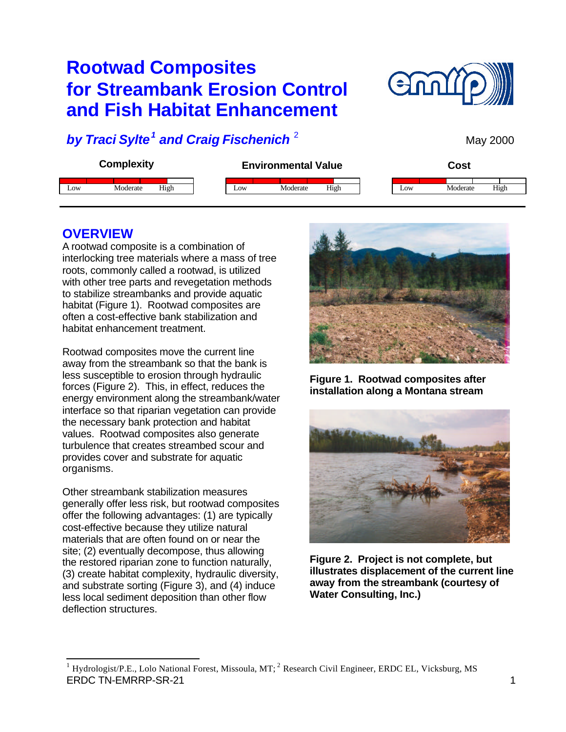# Rootwad Composites for Streambank Erosion Control and Fish Habitat Enhancement

***by Traci Sylte[1] and Craig Fischenich[2]***

May 2000

| Complexity | Environmental Value | Cost |
|---|---|---|
| Low Moderate High | Low Moderate High | Low Moderate High |

## OVERVIEW

A rootwad composite is a combination of interlocking tree materials where a mass of tree roots, commonly called a rootwad, is utilized with other tree parts and revegetation methods to stabilize streambanks and provide aquatic habitat (Figure 1). Rootwad composites are often a cost-effective bank stabilization and habitat enhancement treatment.

Rootwad composites move the current line away from the streambank so that the bank is less susceptible to erosion through hydraulic forces (Figure 2). This, in effect, reduces the energy environment along the streambank/water interface so that riparian vegetation can provide the necessary bank protection and habitat values. Rootwad composites also generate turbulence that creates streambed scour and provides cover and substrate for aquatic organisms.

Other streambank stabilization measures generally offer less risk, but rootwad composites offer the following advantages: (1) are typically cost-effective because they utilize natural materials that are often found on or near the site; (2) eventually decompose, thus allowing the restored riparian zone to function naturally, (3) create habitat complexity, hydraulic diversity, and substrate sorting (Figure 3), and (4) induce less local sediment deposition than other flow deflection structures.

**Figure 1. Rootwad composites after installation along a Montana stream**

**Figure 2. Project is not complete, but illustrates displacement of the current line away from the streambank (courtesy of Water Consulting, Inc.)**

---

[1] Hydrologist/P.E., Lolo National Forest, Missoula, MT; [2] Research Civil Engineer, ERDC EL, Vicksburg, MS

ERDC TN-EMRRP-SR-21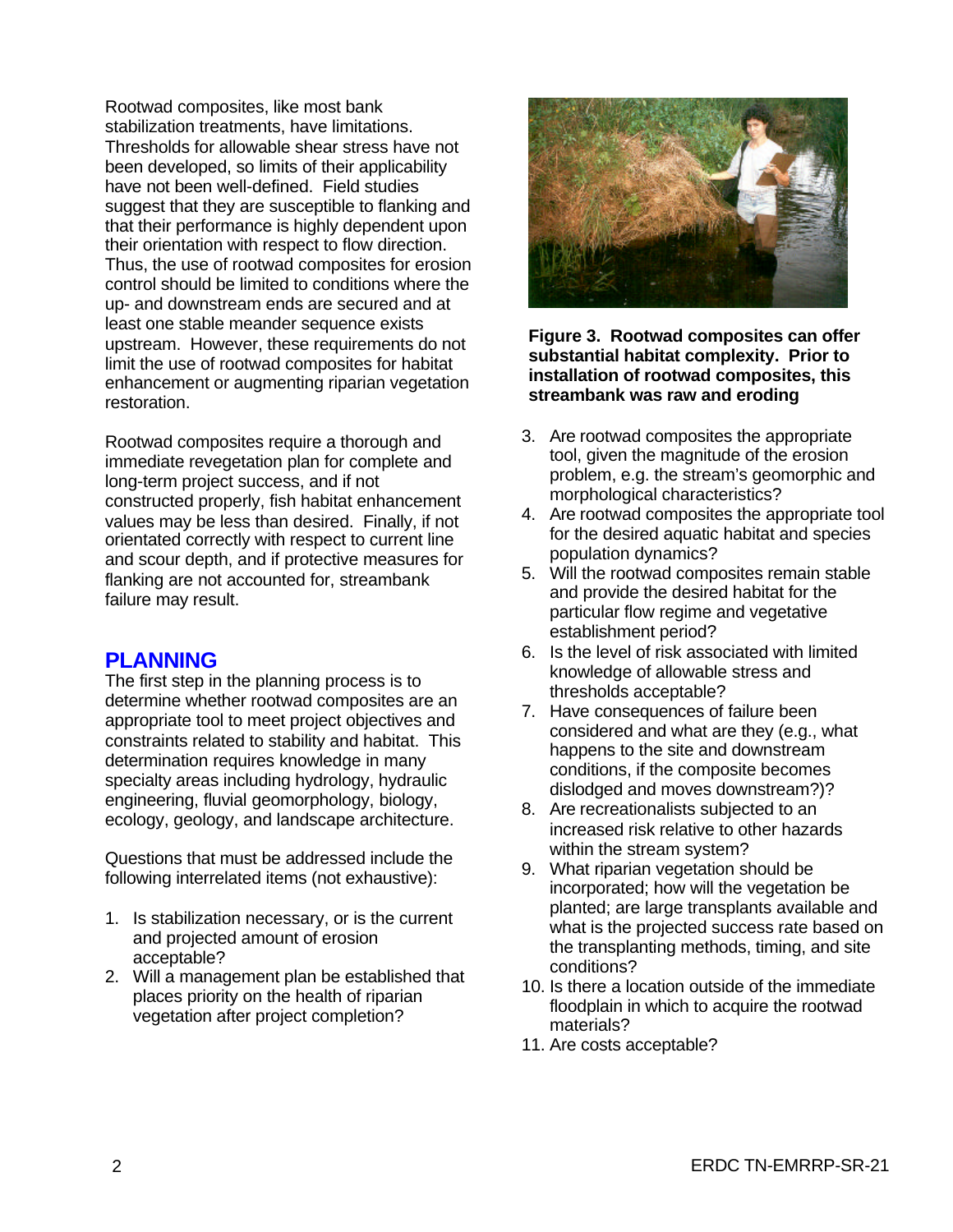Rootwad composites, like most bank stabilization treatments, have limitations. Thresholds for allowable shear stress have not been developed, so limits of their applicability have not been well-defined. Field studies suggest that they are susceptible to flanking and that their performance is highly dependent upon their orientation with respect to flow direction. Thus, the use of rootwad composites for erosion control should be limited to conditions where the up- and downstream ends are secured and at least one stable meander sequence exists upstream. However, these requirements do not limit the use of rootwad composites for habitat enhancement or augmenting riparian vegetation restoration.

Rootwad composites require a thorough and immediate revegetation plan for complete and long-term project success, and if not constructed properly, fish habitat enhancement values may be less than desired. Finally, if not orientated correctly with respect to current line and scour depth, and if protective measures for flanking are not accounted for, streambank failure may result.

## PLANNING

The first step in the planning process is to determine whether rootwad composites are an appropriate tool to meet project objectives and constraints related to stability and habitat. This determination requires knowledge in many specialty areas including hydrology, hydraulic engineering, fluvial geomorphology, biology, ecology, geology, and landscape architecture.

Questions that must be addressed include the following interrelated items (not exhaustive):

1. Is stabilization necessary, or is the current and projected amount of erosion acceptable?
2. Will a management plan be established that places priority on the health of riparian vegetation after project completion?
3. Are rootwad composites the appropriate tool, given the magnitude of the erosion problem, e.g. the stream's geomorphic and morphological characteristics?
4. Are rootwad composites the appropriate tool for the desired aquatic habitat and species population dynamics?
5. Will the rootwad composites remain stable and provide the desired habitat for the particular flow regime and vegetative establishment period?
6. Is the level of risk associated with limited knowledge of allowable stress and thresholds acceptable?
7. Have consequences of failure been considered and what are they (e.g., what happens to the site and downstream conditions, if the composite becomes dislodged and moves downstream?)?
8. Are recreationalists subjected to an increased risk relative to other hazards within the stream system?
9. What riparian vegetation should be incorporated; how will the vegetation be planted; are large transplants available and what is the projected success rate based on the transplanting methods, timing, and site conditions?
10. Is there a location outside of the immediate floodplain in which to acquire the rootwad materials?
11. Are costs acceptable?

**Figure 3. Rootwad composites can offer substantial habitat complexity. Prior to installation of rootwad composites, this streambank was raw and eroding**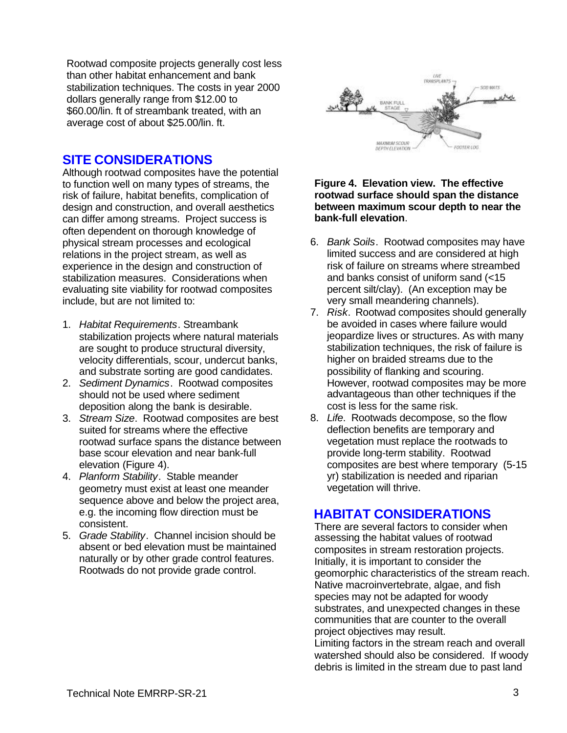Rootwad composite projects generally cost less than other habitat enhancement and bank stabilization techniques. The costs in year 2000 dollars generally range from $12.00 to $60.00/lin. ft of streambank treated, with an average cost of about $25.00/lin. ft.

## SITE CONSIDERATIONS

Although rootwad composites have the potential to function well on many types of streams, the risk of failure, habitat benefits, complication of design and construction, and overall aesthetics can differ among streams. Project success is often dependent on thorough knowledge of physical stream processes and ecological relations in the project stream, as well as experience in the design and construction of stabilization measures. Considerations when evaluating site viability for rootwad composites include, but are not limited to:

1. *Habitat Requirements*. Streambank stabilization projects where natural materials are sought to produce structural diversity, velocity differentials, scour, undercut banks, and substrate sorting are good candidates.
2. *Sediment Dynamics*. Rootwad composites should not be used where sediment deposition along the bank is desirable.
3. *Stream Size*. Rootwad composites are best suited for streams where the effective rootwad surface spans the distance between base scour elevation and near bank-full elevation (Figure 4).
4. *Planform Stability*. Stable meander geometry must exist at least one meander sequence above and below the project area, e.g. the incoming flow direction must be consistent.
5. *Grade Stability*. Channel incision should be absent or bed elevation must be maintained naturally or by other grade control features. Rootwads do not provide grade control.

**Figure 4. Elevation view. The effective rootwad surface should span the distance between maximum scour depth to near the bank-full elevation**.

6. *Bank Soils*. Rootwad composites may have limited success and are considered at high risk of failure on streams where streambed and banks consist of uniform sand (<15 percent silt/clay). (An exception may be very small meandering channels).
7. *Risk*. Rootwad composites should generally be avoided in cases where failure would jeopardize lives or structures. As with many stabilization techniques, the risk of failure is higher on braided streams due to the possibility of flanking and scouring. However, rootwad composites may be more advantageous than other techniques if the cost is less for the same risk.
8. *Life*. Rootwads decompose, so the flow deflection benefits are temporary and vegetation must replace the rootwads to provide long-term stability. Rootwad composites are best where temporary (5-15 yr) stabilization is needed and riparian vegetation will thrive.

## HABITAT CONSIDERATIONS

There are several factors to consider when assessing the habitat values of rootwad composites in stream restoration projects. Initially, it is important to consider the geomorphic characteristics of the stream reach. Native macroinvertebrate, algae, and fish species may not be adapted for woody substrates, and unexpected changes in these communities that are counter to the overall project objectives may result.

Limiting factors in the stream reach and overall watershed should also be considered. If woody debris is limited in the stream due to past land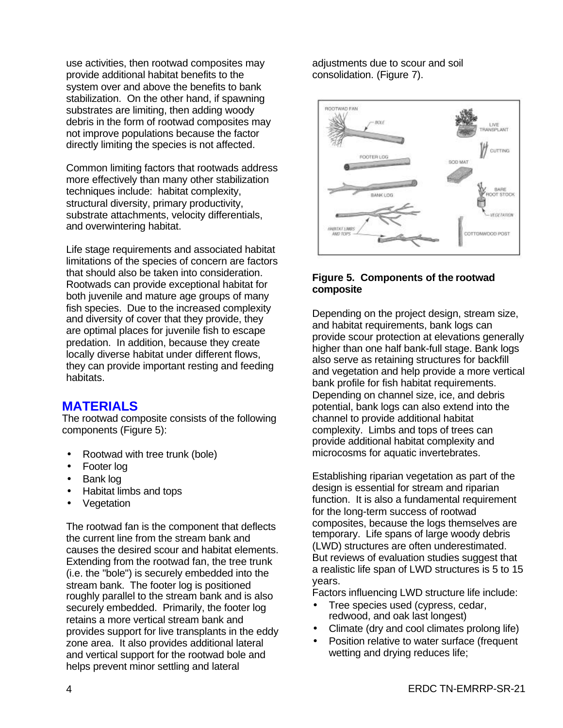use activities, then rootwad composites may provide additional habitat benefits to the system over and above the benefits to bank stabilization. On the other hand, if spawning substrates are limiting, then adding woody debris in the form of rootwad composites may not improve populations because the factor directly limiting the species is not affected.

Common limiting factors that rootwads address more effectively than many other stabilization techniques include: habitat complexity, structural diversity, primary productivity, substrate attachments, velocity differentials, and overwintering habitat.

Life stage requirements and associated habitat limitations of the species of concern are factors that should also be taken into consideration. Rootwads can provide exceptional habitat for both juvenile and mature age groups of many fish species. Due to the increased complexity and diversity of cover that they provide, they are optimal places for juvenile fish to escape predation. In addition, because they create locally diverse habitat under different flows, they can provide important resting and feeding habitats.

## MATERIALS

The rootwad composite consists of the following components (Figure 5):

- Rootwad with tree trunk (bole)
- Footer log
- Bank log
- Habitat limbs and tops
- Vegetation

The rootwad fan is the component that deflects the current line from the stream bank and causes the desired scour and habitat elements. Extending from the rootwad fan, the tree trunk (i.e. the "bole") is securely embedded into the stream bank. The footer log is positioned roughly parallel to the stream bank and is also securely embedded. Primarily, the footer log retains a more vertical stream bank and provides support for live transplants in the eddy zone area. It also provides additional lateral and vertical support for the rootwad bole and helps prevent minor settling and lateral adjustments due to scour and soil consolidation. (Figure 7).

**Figure 5. Components of the rootwad composite**

Depending on the project design, stream size, and habitat requirements, bank logs can provide scour protection at elevations generally higher than one half bank-full stage. Bank logs also serve as retaining structures for backfill and vegetation and help provide a more vertical bank profile for fish habitat requirements. Depending on channel size, ice, and debris potential, bank logs can also extend into the channel to provide additional habitat complexity. Limbs and tops of trees can provide additional habitat complexity and microcosms for aquatic invertebrates.

Establishing riparian vegetation as part of the design is essential for stream and riparian function. It is also a fundamental requirement for the long-term success of rootwad composites, because the logs themselves are temporary. Life spans of large woody debris (LWD) structures are often underestimated. But reviews of evaluation studies suggest that a realistic life span of LWD structures is 5 to 15 years.

Factors influencing LWD structure life include:

- Tree species used (cypress, cedar, redwood, and oak last longest)
- Climate (dry and cool climates prolong life)
- Position relative to water surface (frequent wetting and drying reduces life;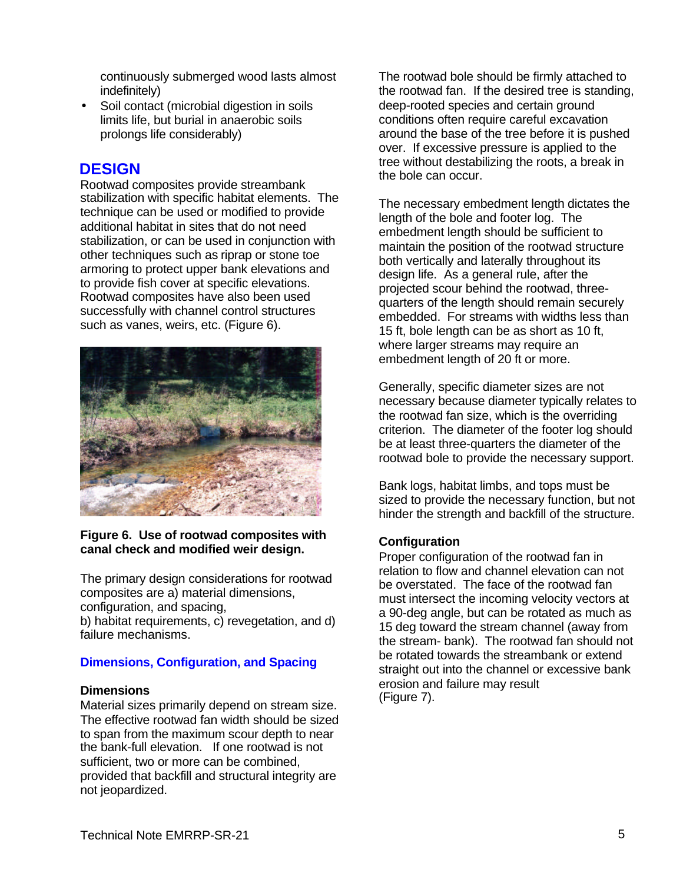continuously submerged wood lasts almost indefinitely)

- Soil contact (microbial digestion in soils limits life, but burial in anaerobic soils prolongs life considerably)

## DESIGN

Rootwad composites provide streambank stabilization with specific habitat elements. The technique can be used or modified to provide additional habitat in sites that do not need stabilization, or can be used in conjunction with other techniques such as riprap or stone toe armoring to protect upper bank elevations and to provide fish cover at specific elevations. Rootwad composites have also been used successfully with channel control structures such as vanes, weirs, etc. (Figure 6).

**Figure 6. Use of rootwad composites with canal check and modified weir design.**

The primary design considerations for rootwad composites are a) material dimensions, configuration, and spacing,
b) habitat requirements, c) revegetation, and d) failure mechanisms.

### Dimensions, Configuration, and Spacing

#### Dimensions

Material sizes primarily depend on stream size. The effective rootwad fan width should be sized to span from the maximum scour depth to near the bank-full elevation. If one rootwad is not sufficient, two or more can be combined, provided that backfill and structural integrity are not jeopardized.

The rootwad bole should be firmly attached to the rootwad fan. If the desired tree is standing, deep-rooted species and certain ground conditions often require careful excavation around the base of the tree before it is pushed over. If excessive pressure is applied to the tree without destabilizing the roots, a break in the bole can occur.

The necessary embedment length dictates the length of the bole and footer log. The embedment length should be sufficient to maintain the position of the rootwad structure both vertically and laterally throughout its design life. As a general rule, after the projected scour behind the rootwad, three-quarters of the length should remain securely embedded. For streams with widths less than 15 ft, bole length can be as short as 10 ft, where larger streams may require an embedment length of 20 ft or more.

Generally, specific diameter sizes are not necessary because diameter typically relates to the rootwad fan size, which is the overriding criterion. The diameter of the footer log should be at least three-quarters the diameter of the rootwad bole to provide the necessary support.

Bank logs, habitat limbs, and tops must be sized to provide the necessary function, but not hinder the strength and backfill of the structure.

#### Configuration

Proper configuration of the rootwad fan in relation to flow and channel elevation can not be overstated. The face of the rootwad fan must intersect the incoming velocity vectors at a 90-deg angle, but can be rotated as much as 15 deg toward the stream channel (away from the stream- bank). The rootwad fan should not be rotated towards the streambank or extend straight out into the channel or excessive bank erosion and failure may result
(Figure 7).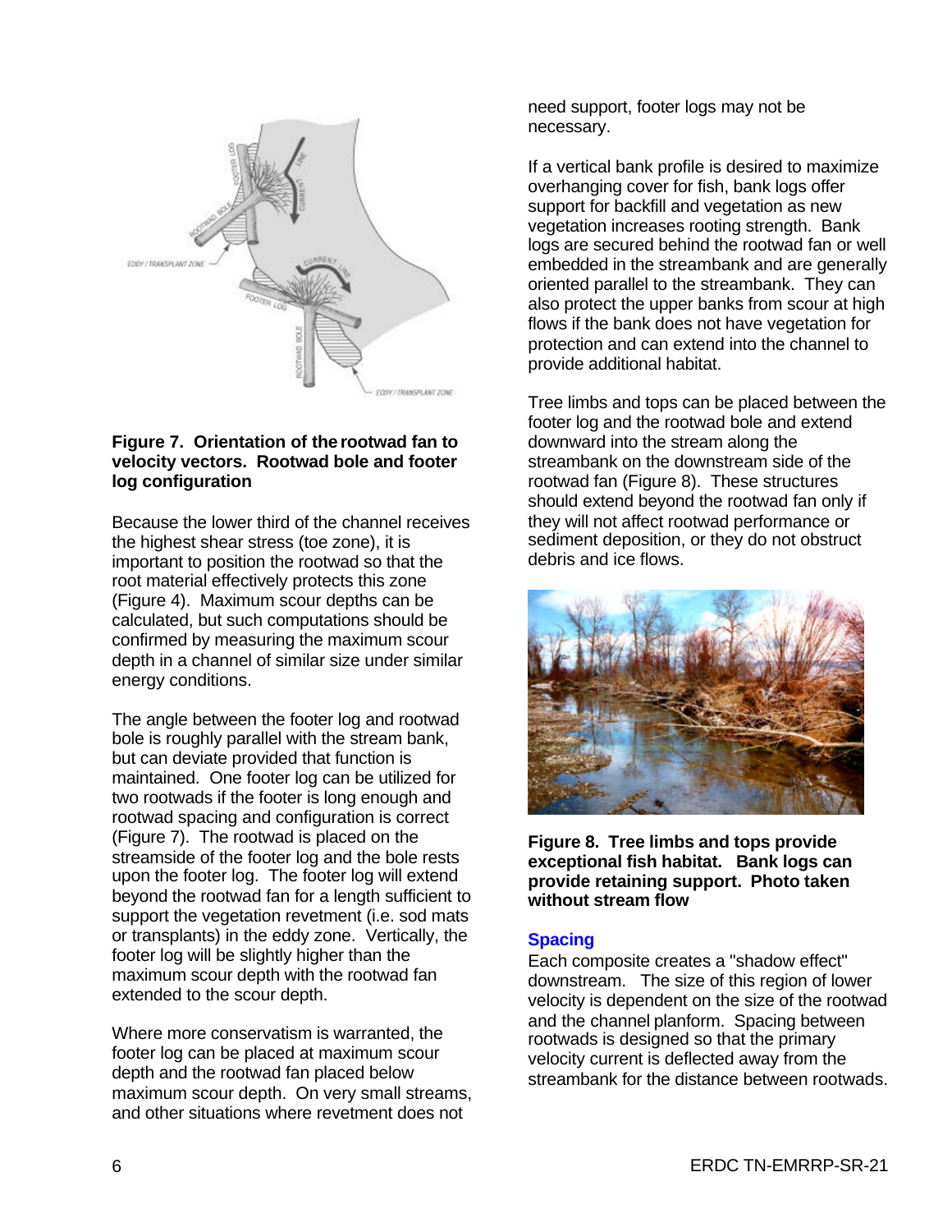**Figure 7. Orientation of the rootwad fan to velocity vectors. Rootwad bole and footer log configuration**

Because the lower third of the channel receives the highest shear stress (toe zone), it is important to position the rootwad so that the root material effectively protects this zone (Figure 4). Maximum scour depths can be calculated, but such computations should be confirmed by measuring the maximum scour depth in a channel of similar size under similar energy conditions.

The angle between the footer log and rootwad bole is roughly parallel with the stream bank, but can deviate provided that function is maintained. One footer log can be utilized for two rootwads if the footer is long enough and rootwad spacing and configuration is correct (Figure 7). The rootwad is placed on the streamside of the footer log and the bole rests upon the footer log. The footer log will extend beyond the rootwad fan for a length sufficient to support the vegetation revetment (i.e. sod mats or transplants) in the eddy zone. Vertically, the footer log will be slightly higher than the maximum scour depth with the rootwad fan extended to the scour depth.

Where more conservatism is warranted, the footer log can be placed at maximum scour depth and the rootwad fan placed below maximum scour depth. On very small streams, and other situations where revetment does not need support, footer logs may not be necessary.

If a vertical bank profile is desired to maximize overhanging cover for fish, bank logs offer support for backfill and vegetation as new vegetation increases rooting strength. Bank logs are secured behind the rootwad fan or well embedded in the streambank and are generally oriented parallel to the streambank. They can also protect the upper banks from scour at high flows if the bank does not have vegetation for protection and can extend into the channel to provide additional habitat.

Tree limbs and tops can be placed between the footer log and the rootwad bole and extend downward into the stream along the streambank on the downstream side of the rootwad fan (Figure 8). These structures should extend beyond the rootwad fan only if they will not affect rootwad performance or sediment deposition, or they do not obstruct debris and ice flows.

**Figure 8. Tree limbs and tops provide exceptional fish habitat. Bank logs can provide retaining support. Photo taken without stream flow**

### Spacing

Each composite creates a "shadow effect" downstream. The size of this region of lower velocity is dependent on the size of the rootwad and the channel planform. Spacing between rootwads is designed so that the primary velocity current is deflected away from the streambank for the distance between rootwads.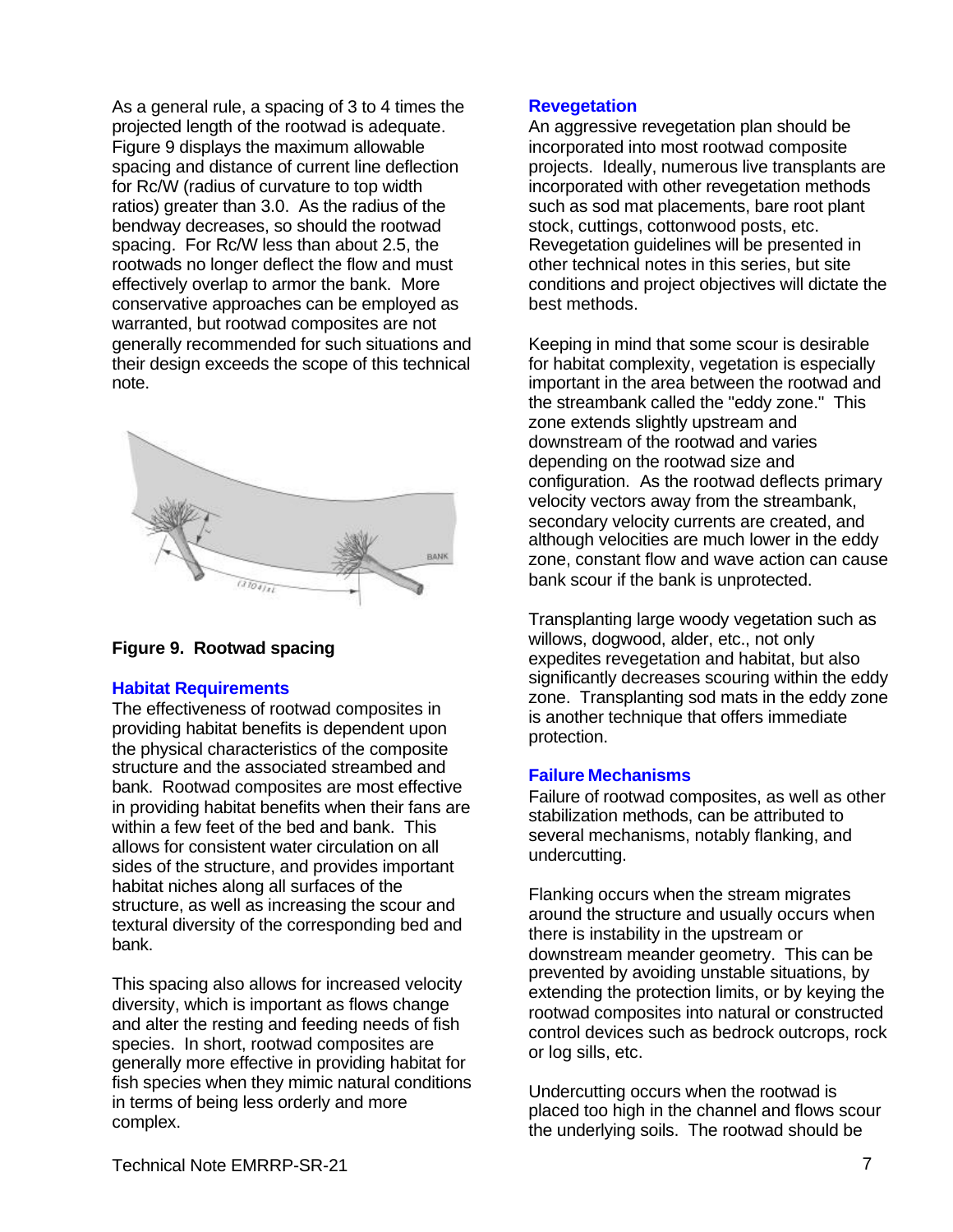As a general rule, a spacing of 3 to 4 times the projected length of the rootwad is adequate. Figure 9 displays the maximum allowable spacing and distance of current line deflection for Rc/W (radius of curvature to top width ratios) greater than 3.0. As the radius of the bendway decreases, so should the rootwad spacing. For Rc/W less than about 2.5, the rootwads no longer deflect the flow and must effectively overlap to armor the bank. More conservative approaches can be employed as warranted, but rootwad composites are not generally recommended for such situations and their design exceeds the scope of this technical note.

**Figure 9. Rootwad spacing**

### Habitat Requirements

The effectiveness of rootwad composites in providing habitat benefits is dependent upon the physical characteristics of the composite structure and the associated streambed and bank. Rootwad composites are most effective in providing habitat benefits when their fans are within a few feet of the bed and bank. This allows for consistent water circulation on all sides of the structure, and provides important habitat niches along all surfaces of the structure, as well as increasing the scour and textural diversity of the corresponding bed and bank.

This spacing also allows for increased velocity diversity, which is important as flows change and alter the resting and feeding needs of fish species. In short, rootwad composites are generally more effective in providing habitat for fish species when they mimic natural conditions in terms of being less orderly and more complex.

### Revegetation

An aggressive revegetation plan should be incorporated into most rootwad composite projects. Ideally, numerous live transplants are incorporated with other revegetation methods such as sod mat placements, bare root plant stock, cuttings, cottonwood posts, etc. Revegetation guidelines will be presented in other technical notes in this series, but site conditions and project objectives will dictate the best methods.

Keeping in mind that some scour is desirable for habitat complexity, vegetation is especially important in the area between the rootwad and the streambank called the "eddy zone." This zone extends slightly upstream and downstream of the rootwad and varies depending on the rootwad size and configuration. As the rootwad deflects primary velocity vectors away from the streambank, secondary velocity currents are created, and although velocities are much lower in the eddy zone, constant flow and wave action can cause bank scour if the bank is unprotected.

Transplanting large woody vegetation such as willows, dogwood, alder, etc., not only expedites revegetation and habitat, but also significantly decreases scouring within the eddy zone. Transplanting sod mats in the eddy zone is another technique that offers immediate protection.

### Failure Mechanisms

Failure of rootwad composites, as well as other stabilization methods, can be attributed to several mechanisms, notably flanking, and undercutting.

Flanking occurs when the stream migrates around the structure and usually occurs when there is instability in the upstream or downstream meander geometry. This can be prevented by avoiding unstable situations, by extending the protection limits, or by keying the rootwad composites into natural or constructed control devices such as bedrock outcrops, rock or log sills, etc.

Undercutting occurs when the rootwad is placed too high in the channel and flows scour the underlying soils. The rootwad should be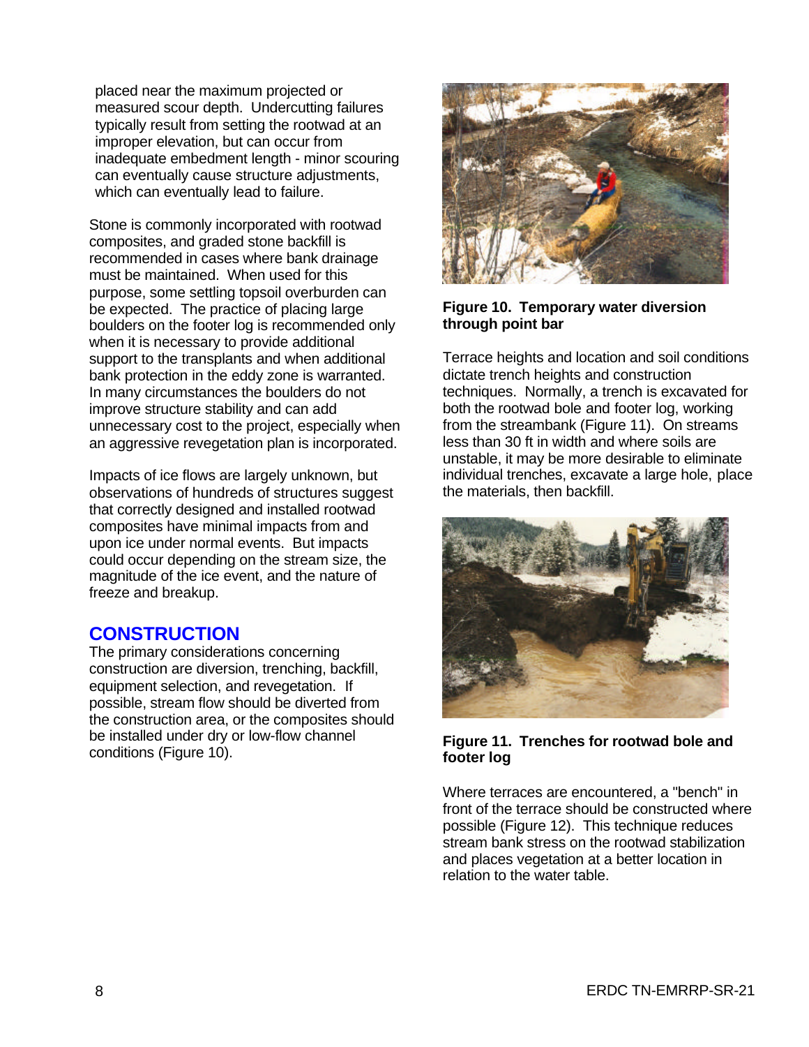placed near the maximum projected or measured scour depth. Undercutting failures typically result from setting the rootwad at an improper elevation, but can occur from inadequate embedment length - minor scouring can eventually cause structure adjustments, which can eventually lead to failure.

Stone is commonly incorporated with rootwad composites, and graded stone backfill is recommended in cases where bank drainage must be maintained. When used for this purpose, some settling topsoil overburden can be expected. The practice of placing large boulders on the footer log is recommended only when it is necessary to provide additional support to the transplants and when additional bank protection in the eddy zone is warranted. In many circumstances the boulders do not improve structure stability and can add unnecessary cost to the project, especially when an aggressive revegetation plan is incorporated.

Impacts of ice flows are largely unknown, but observations of hundreds of structures suggest that correctly designed and installed rootwad composites have minimal impacts from and upon ice under normal events. But impacts could occur depending on the stream size, the magnitude of the ice event, and the nature of freeze and breakup.

## CONSTRUCTION

The primary considerations concerning construction are diversion, trenching, backfill, equipment selection, and revegetation. If possible, stream flow should be diverted from the construction area, or the composites should be installed under dry or low-flow channel conditions (Figure 10).

**Figure 10. Temporary water diversion through point bar**

Terrace heights and location and soil conditions dictate trench heights and construction techniques. Normally, a trench is excavated for both the rootwad bole and footer log, working from the streambank (Figure 11). On streams less than 30 ft in width and where soils are unstable, it may be more desirable to eliminate individual trenches, excavate a large hole, place the materials, then backfill.

**Figure 11. Trenches for rootwad bole and footer log**

Where terraces are encountered, a "bench" in front of the terrace should be constructed where possible (Figure 12). This technique reduces stream bank stress on the rootwad stabilization and places vegetation at a better location in relation to the water table.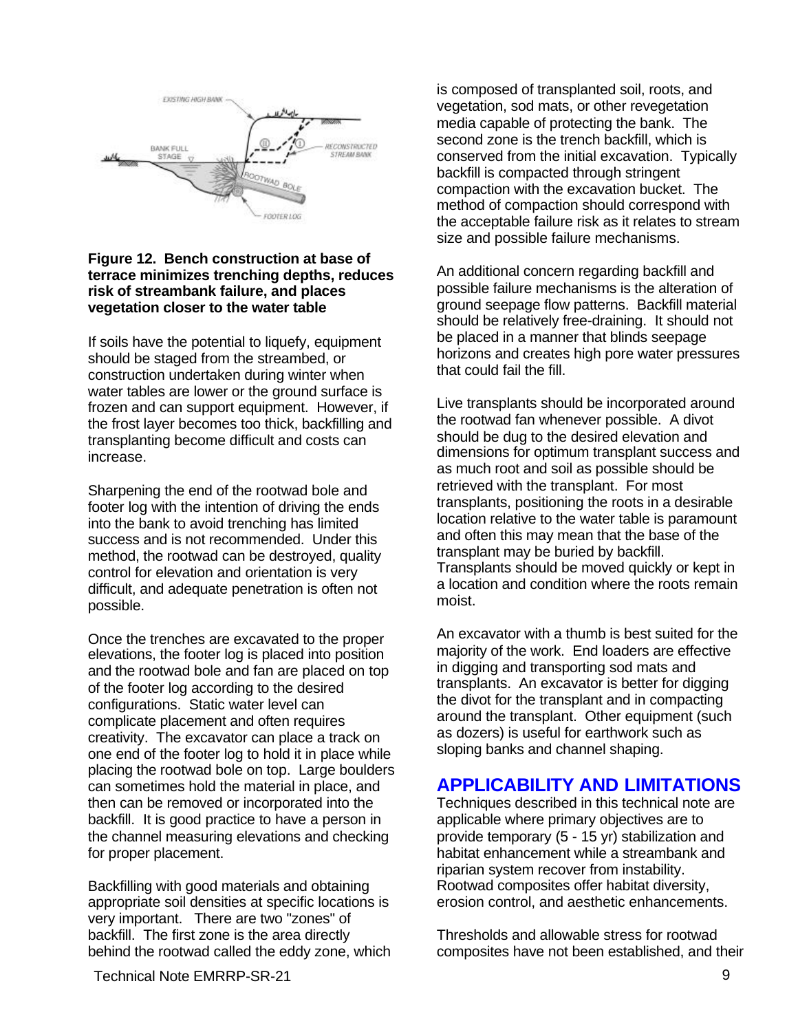**Figure 12. Bench construction at base of terrace minimizes trenching depths, reduces risk of streambank failure, and places vegetation closer to the water table**

If soils have the potential to liquefy, equipment should be staged from the streambed, or construction undertaken during winter when water tables are lower or the ground surface is frozen and can support equipment. However, if the frost layer becomes too thick, backfilling and transplanting become difficult and costs can increase.

Sharpening the end of the rootwad bole and footer log with the intention of driving the ends into the bank to avoid trenching has limited success and is not recommended. Under this method, the rootwad can be destroyed, quality control for elevation and orientation is very difficult, and adequate penetration is often not possible.

Once the trenches are excavated to the proper elevations, the footer log is placed into position and the rootwad bole and fan are placed on top of the footer log according to the desired configurations. Static water level can complicate placement and often requires creativity. The excavator can place a track on one end of the footer log to hold it in place while placing the rootwad bole on top. Large boulders can sometimes hold the material in place, and then can be removed or incorporated into the backfill. It is good practice to have a person in the channel measuring elevations and checking for proper placement.

Backfilling with good materials and obtaining appropriate soil densities at specific locations is very important. There are two "zones" of backfill. The first zone is the area directly behind the rootwad called the eddy zone, which is composed of transplanted soil, roots, and vegetation, sod mats, or other revegetation media capable of protecting the bank. The second zone is the trench backfill, which is conserved from the initial excavation. Typically backfill is compacted through stringent compaction with the excavation bucket. The method of compaction should correspond with the acceptable failure risk as it relates to stream size and possible failure mechanisms.

An additional concern regarding backfill and possible failure mechanisms is the alteration of ground seepage flow patterns. Backfill material should be relatively free-draining. It should not be placed in a manner that blinds seepage horizons and creates high pore water pressures that could fail the fill.

Live transplants should be incorporated around the rootwad fan whenever possible. A divot should be dug to the desired elevation and dimensions for optimum transplant success and as much root and soil as possible should be retrieved with the transplant. For most transplants, positioning the roots in a desirable location relative to the water table is paramount and often this may mean that the base of the transplant may be buried by backfill. Transplants should be moved quickly or kept in a location and condition where the roots remain moist.

An excavator with a thumb is best suited for the majority of the work. End loaders are effective in digging and transporting sod mats and transplants. An excavator is better for digging the divot for the transplant and in compacting around the transplant. Other equipment (such as dozers) is useful for earthwork such as sloping banks and channel shaping.

## APPLICABILITY AND LIMITATIONS

Techniques described in this technical note are applicable where primary objectives are to provide temporary (5 - 15 yr) stabilization and habitat enhancement while a streambank and riparian system recover from instability. Rootwad composites offer habitat diversity, erosion control, and aesthetic enhancements.

Thresholds and allowable stress for rootwad composites have not been established, and their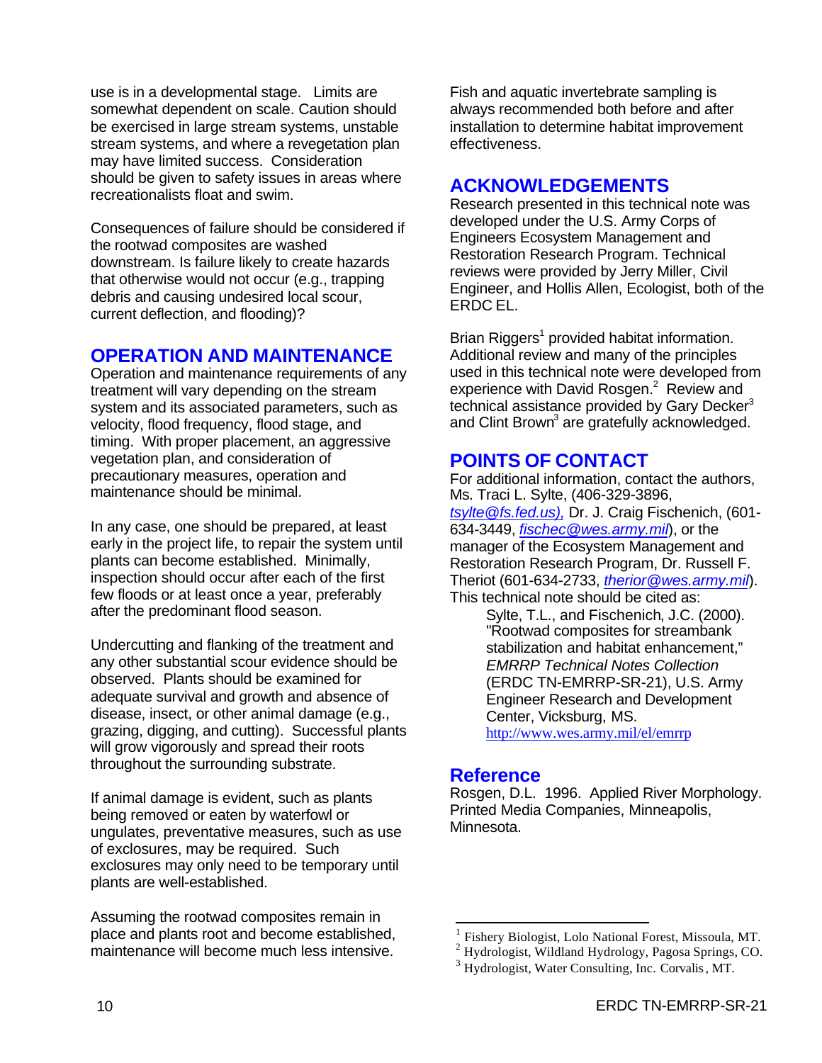use is in a developmental stage. Limits are somewhat dependent on scale. Caution should be exercised in large stream systems, unstable stream systems, and where a revegetation plan may have limited success. Consideration should be given to safety issues in areas where recreationalists float and swim.

Consequences of failure should be considered if the rootwad composites are washed downstream. Is failure likely to create hazards that otherwise would not occur (e.g., trapping debris and causing undesired local scour, current deflection, and flooding)?

## OPERATION AND MAINTENANCE

Operation and maintenance requirements of any treatment will vary depending on the stream system and its associated parameters, such as velocity, flood frequency, flood stage, and timing. With proper placement, an aggressive vegetation plan, and consideration of precautionary measures, operation and maintenance should be minimal.

In any case, one should be prepared, at least early in the project life, to repair the system until plants can become established. Minimally, inspection should occur after each of the first few floods or at least once a year, preferably after the predominant flood season.

Undercutting and flanking of the treatment and any other substantial scour evidence should be observed. Plants should be examined for adequate survival and growth and absence of disease, insect, or other animal damage (e.g., grazing, digging, and cutting). Successful plants will grow vigorously and spread their roots throughout the surrounding substrate.

If animal damage is evident, such as plants being removed or eaten by waterfowl or ungulates, preventative measures, such as use of exclosures, may be required. Such exclosures may only need to be temporary until plants are well-established.

Assuming the rootwad composites remain in place and plants root and become established, maintenance will become much less intensive.

Fish and aquatic invertebrate sampling is always recommended both before and after installation to determine habitat improvement effectiveness.

## ACKNOWLEDGEMENTS

Research presented in this technical note was developed under the U.S. Army Corps of Engineers Ecosystem Management and Restoration Research Program. Technical reviews were provided by Jerry Miller, Civil Engineer, and Hollis Allen, Ecologist, both of the ERDC EL.

Brian Riggers[1] provided habitat information. Additional review and many of the principles used in this technical note were developed from experience with David Rosgen.[2] Review and technical assistance provided by Gary Decker[3] and Clint Brown[3] are gratefully acknowledged.

## POINTS OF CONTACT

For additional information, contact the authors, Ms. Traci L. Sylte, (406-329-3896, *tsylte@fs.fed.us),* Dr. J. Craig Fischenich, (601-634-3449, *fischec@wes.army.mil*), or the manager of the Ecosystem Management and Restoration Research Program, Dr. Russell F. Theriot (601-634-2733, *therior@wes.army.mil*). This technical note should be cited as:

> Sylte, T.L., and Fischenich, J.C. (2000). "Rootwad composites for streambank stabilization and habitat enhancement," *EMRRP Technical Notes Collection* (ERDC TN-EMRRP-SR-21), U.S. Army Engineer Research and Development Center, Vicksburg, MS. http://www.wes.army.mil/el/emrrp

## Reference

Rosgen, D.L. 1996. Applied River Morphology. Printed Media Companies, Minneapolis, Minnesota.

---

[1] Fishery Biologist, Lolo National Forest, Missoula, MT.
[2] Hydrologist, Wildland Hydrology, Pagosa Springs, CO.
[3] Hydrologist, Water Consulting, Inc. Corvalis, MT.